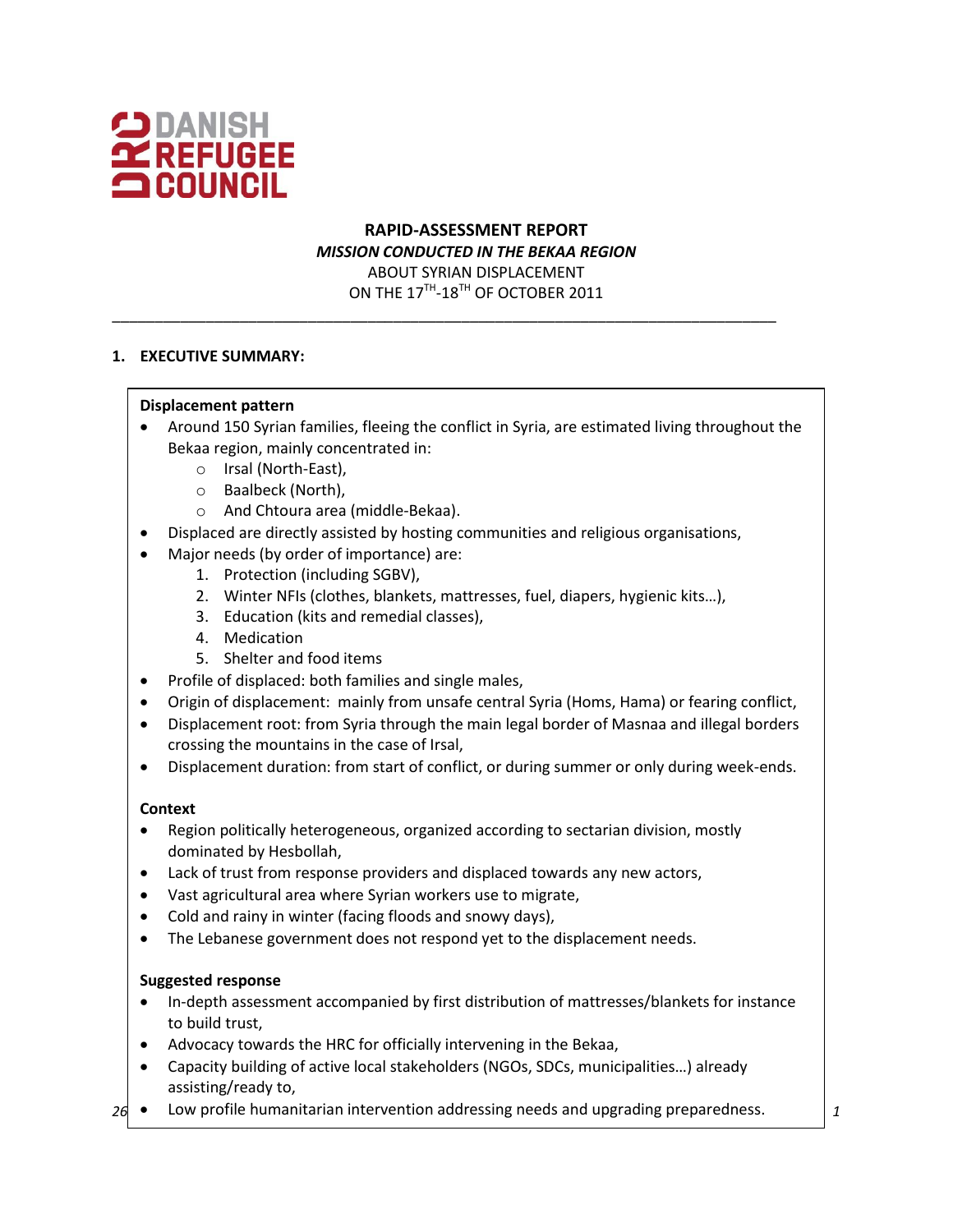# RAPID-ASSESSMENT REPORT

***MISSION CONDUCTED IN THE BEKAA REGION***

ABOUT SYRIAN DISPLACEMENT

ON THE 17[TH]-18[TH] OF OCTOBER 2011

---

## 1. EXECUTIVE SUMMARY:

**Displacement pattern**

- Around 150 Syrian families, fleeing the conflict in Syria, are estimated living throughout the Bekaa region, mainly concentrated in:
    - Irsal (North-East),
    - Baalbeck (North),
    - And Chtoura area (middle-Bekaa).
- Displaced are directly assisted by hosting communities and religious organisations,
- Major needs (by order of importance) are:
    1. Protection (including SGBV),
    2. Winter NFIs (clothes, blankets, mattresses, fuel, diapers, hygienic kits…),
    3. Education (kits and remedial classes),
    4. Medication
    5. Shelter and food items
- Profile of displaced: both families and single males,
- Origin of displacement: mainly from unsafe central Syria (Homs, Hama) or fearing conflict,
- Displacement root: from Syria through the main legal border of Masnaa and illegal borders crossing the mountains in the case of Irsal,
- Displacement duration: from start of conflict, or during summer or only during week-ends.

**Context**

- Region politically heterogeneous, organized according to sectarian division, mostly dominated by Hesbollah,
- Lack of trust from response providers and displaced towards any new actors,
- Vast agricultural area where Syrian workers use to migrate,
- Cold and rainy in winter (facing floods and snowy days),
- The Lebanese government does not respond yet to the displacement needs.

**Suggested response**

- In-depth assessment accompanied by first distribution of mattresses/blankets for instance to build trust,
- Advocacy towards the HRC for officially intervening in the Bekaa,
- Capacity building of active local stakeholders (NGOs, SDCs, municipalities…) already assisting/ready to,
- Low profile humanitarian intervention addressing needs and upgrading preparedness.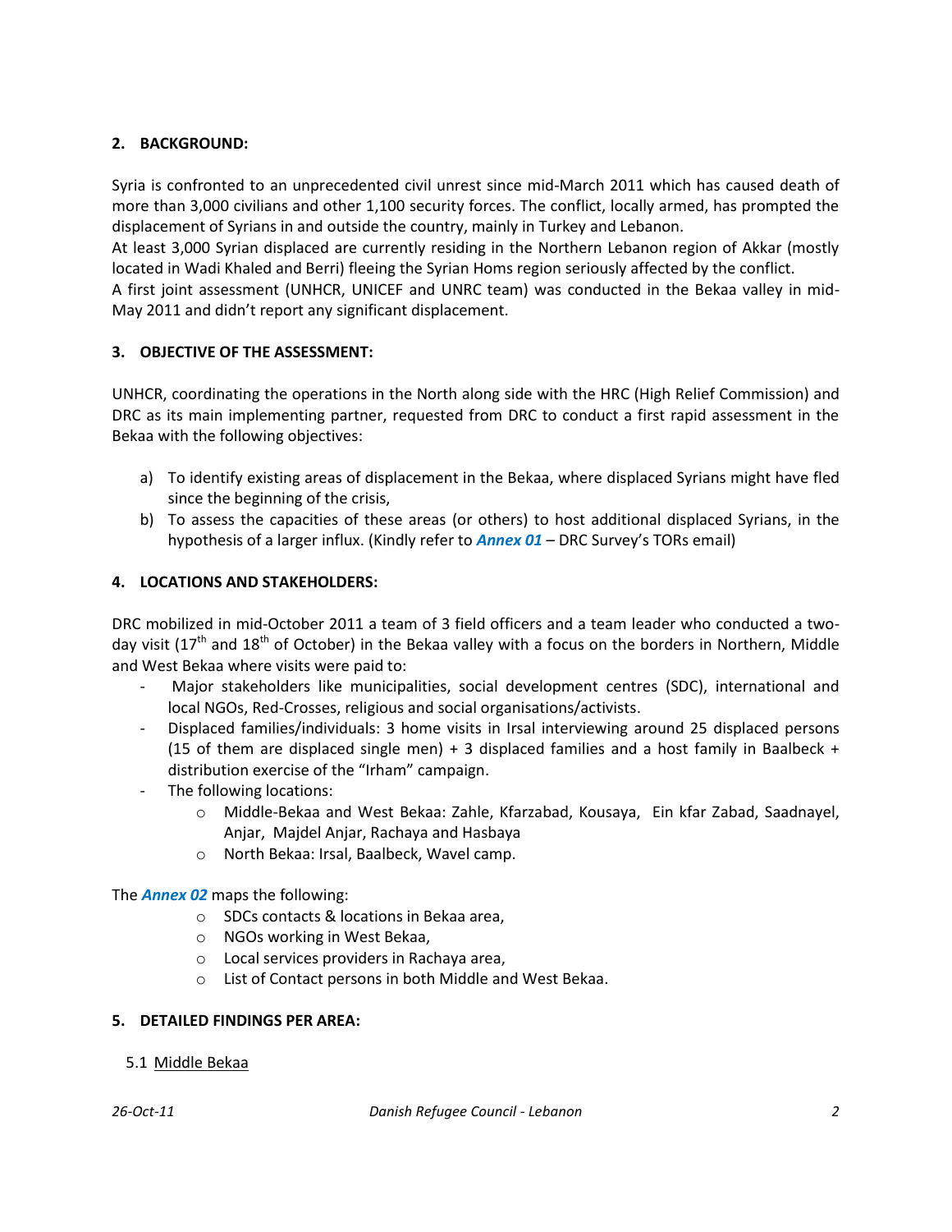## 2. BACKGROUND:

Syria is confronted to an unprecedented civil unrest since mid-March 2011 which has caused death of more than 3,000 civilians and other 1,100 security forces. The conflict, locally armed, has prompted the displacement of Syrians in and outside the country, mainly in Turkey and Lebanon.

At least 3,000 Syrian displaced are currently residing in the Northern Lebanon region of Akkar (mostly located in Wadi Khaled and Berri) fleeing the Syrian Homs region seriously affected by the conflict.

A first joint assessment (UNHCR, UNICEF and UNRC team) was conducted in the Bekaa valley in mid-May 2011 and didn't report any significant displacement.

## 3. OBJECTIVE OF THE ASSESSMENT:

UNHCR, coordinating the operations in the North along side with the HRC (High Relief Commission) and DRC as its main implementing partner, requested from DRC to conduct a first rapid assessment in the Bekaa with the following objectives:

a) To identify existing areas of displacement in the Bekaa, where displaced Syrians might have fled since the beginning of the crisis,
b) To assess the capacities of these areas (or others) to host additional displaced Syrians, in the hypothesis of a larger influx. (Kindly refer to ***Annex 01*** – DRC Survey's TORs email)

## 4. LOCATIONS AND STAKEHOLDERS:

DRC mobilized in mid-October 2011 a team of 3 field officers and a team leader who conducted a two-day visit (17th and 18th of October) in the Bekaa valley with a focus on the borders in Northern, Middle and West Bekaa where visits were paid to:

- Major stakeholders like municipalities, social development centres (SDC), international and local NGOs, Red-Crosses, religious and social organisations/activists.
- Displaced families/individuals: 3 home visits in Irsal interviewing around 25 displaced persons (15 of them are displaced single men) + 3 displaced families and a host family in Baalbeck + distribution exercise of the "Irham" campaign.
- The following locations:
    - Middle-Bekaa and West Bekaa: Zahle, Kfarzabad, Kousaya, Ein kfar Zabad, Saadnayel, Anjar, Majdel Anjar, Rachaya and Hasbaya
    - North Bekaa: Irsal, Baalbeck, Wavel camp.

The ***Annex 02*** maps the following:

- SDCs contacts & locations in Bekaa area,
- NGOs working in West Bekaa,
- Local services providers in Rachaya area,
- List of Contact persons in both Middle and West Bekaa.

## 5. DETAILED FINDINGS PER AREA:

### 5.1 Middle Bekaa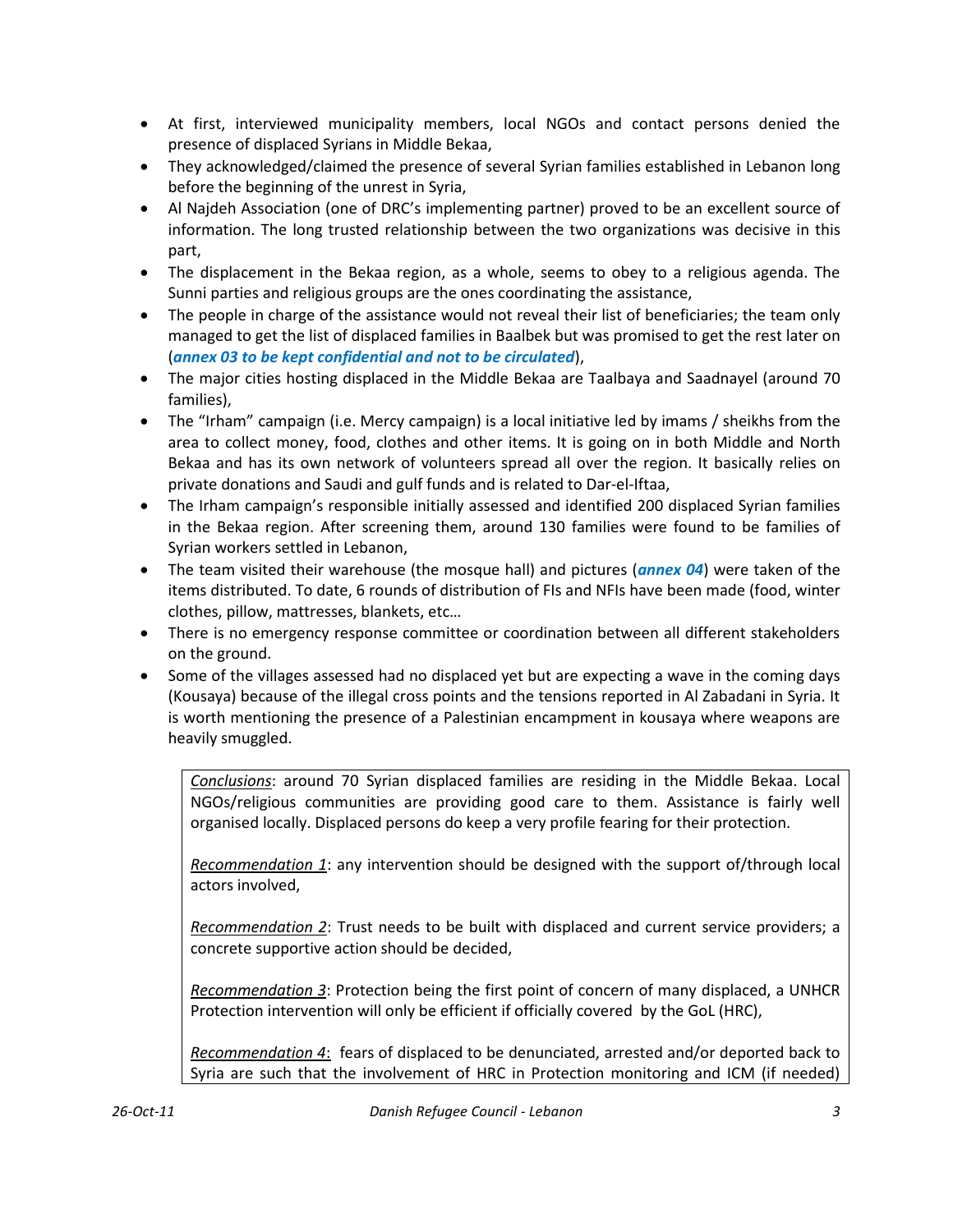- At first, interviewed municipality members, local NGOs and contact persons denied the presence of displaced Syrians in Middle Bekaa,
- They acknowledged/claimed the presence of several Syrian families established in Lebanon long before the beginning of the unrest in Syria,
- Al Najdeh Association (one of DRC's implementing partner) proved to be an excellent source of information. The long trusted relationship between the two organizations was decisive in this part,
- The displacement in the Bekaa region, as a whole, seems to obey to a religious agenda. The Sunni parties and religious groups are the ones coordinating the assistance,
- The people in charge of the assistance would not reveal their list of beneficiaries; the team only managed to get the list of displaced families in Baalbek but was promised to get the rest later on (***annex 03 to be kept confidential and not to be circulated***),
- The major cities hosting displaced in the Middle Bekaa are Taalbaya and Saadnayel (around 70 families),
- The "Irham" campaign (i.e. Mercy campaign) is a local initiative led by imams / sheikhs from the area to collect money, food, clothes and other items. It is going on in both Middle and North Bekaa and has its own network of volunteers spread all over the region. It basically relies on private donations and Saudi and gulf funds and is related to Dar-el-Iftaa,
- The Irham campaign's responsible initially assessed and identified 200 displaced Syrian families in the Bekaa region. After screening them, around 130 families were found to be families of Syrian workers settled in Lebanon,
- The team visited their warehouse (the mosque hall) and pictures (***annex 04***) were taken of the items distributed. To date, 6 rounds of distribution of FIs and NFIs have been made (food, winter clothes, pillow, mattresses, blankets, etc…
- There is no emergency response committee or coordination between all different stakeholders on the ground.
- Some of the villages assessed had no displaced yet but are expecting a wave in the coming days (Kousaya) because of the illegal cross points and the tensions reported in Al Zabadani in Syria. It is worth mentioning the presence of a Palestinian encampment in kousaya where weapons are heavily smuggled.

*Conclusions*: around 70 Syrian displaced families are residing in the Middle Bekaa. Local NGOs/religious communities are providing good care to them. Assistance is fairly well organised locally. Displaced persons do keep a very profile fearing for their protection.

*Recommendation 1*: any intervention should be designed with the support of/through local actors involved,

*Recommendation 2*: Trust needs to be built with displaced and current service providers; a concrete supportive action should be decided,

*Recommendation 3*: Protection being the first point of concern of many displaced, a UNHCR Protection intervention will only be efficient if officially covered by the GoL (HRC),

*Recommendation 4*: fears of displaced to be denunciated, arrested and/or deported back to Syria are such that the involvement of HRC in Protection monitoring and ICM (if needed)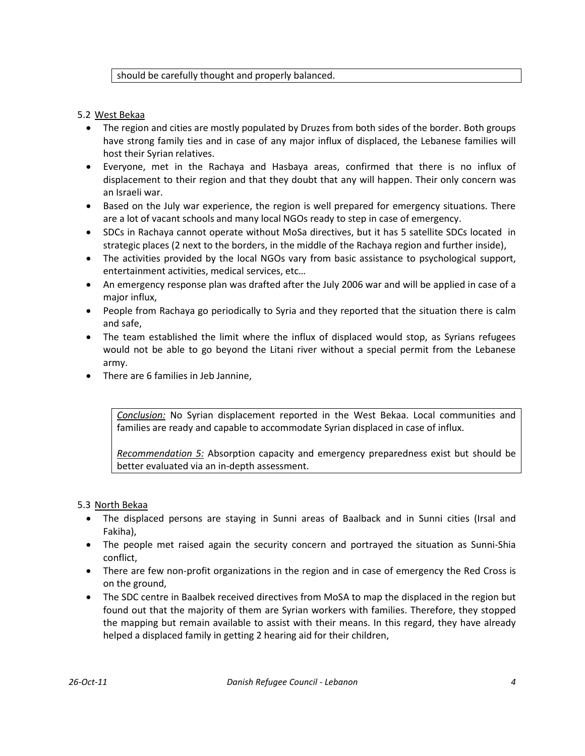should be carefully thought and properly balanced.

### 5.2 West Bekaa

- The region and cities are mostly populated by Druzes from both sides of the border. Both groups have strong family ties and in case of any major influx of displaced, the Lebanese families will host their Syrian relatives.
- Everyone, met in the Rachaya and Hasbaya areas, confirmed that there is no influx of displacement to their region and that they doubt that any will happen. Their only concern was an Israeli war.
- Based on the July war experience, the region is well prepared for emergency situations. There are a lot of vacant schools and many local NGOs ready to step in case of emergency.
- SDCs in Rachaya cannot operate without MoSa directives, but it has 5 satellite SDCs located in strategic places (2 next to the borders, in the middle of the Rachaya region and further inside),
- The activities provided by the local NGOs vary from basic assistance to psychological support, entertainment activities, medical services, etc…
- An emergency response plan was drafted after the July 2006 war and will be applied in case of a major influx,
- People from Rachaya go periodically to Syria and they reported that the situation there is calm and safe,
- The team established the limit where the influx of displaced would stop, as Syrians refugees would not be able to go beyond the Litani river without a special permit from the Lebanese army.
- There are 6 families in Jeb Jannine,

*Conclusion:* No Syrian displacement reported in the West Bekaa. Local communities and families are ready and capable to accommodate Syrian displaced in case of influx.

*Recommendation 5:* Absorption capacity and emergency preparedness exist but should be better evaluated via an in-depth assessment.

### 5.3 North Bekaa

- The displaced persons are staying in Sunni areas of Baalback and in Sunni cities (Irsal and Fakiha),
- The people met raised again the security concern and portrayed the situation as Sunni-Shia conflict,
- There are few non-profit organizations in the region and in case of emergency the Red Cross is on the ground,
- The SDC centre in Baalbek received directives from MoSA to map the displaced in the region but found out that the majority of them are Syrian workers with families. Therefore, they stopped the mapping but remain available to assist with their means. In this regard, they have already helped a displaced family in getting 2 hearing aid for their children,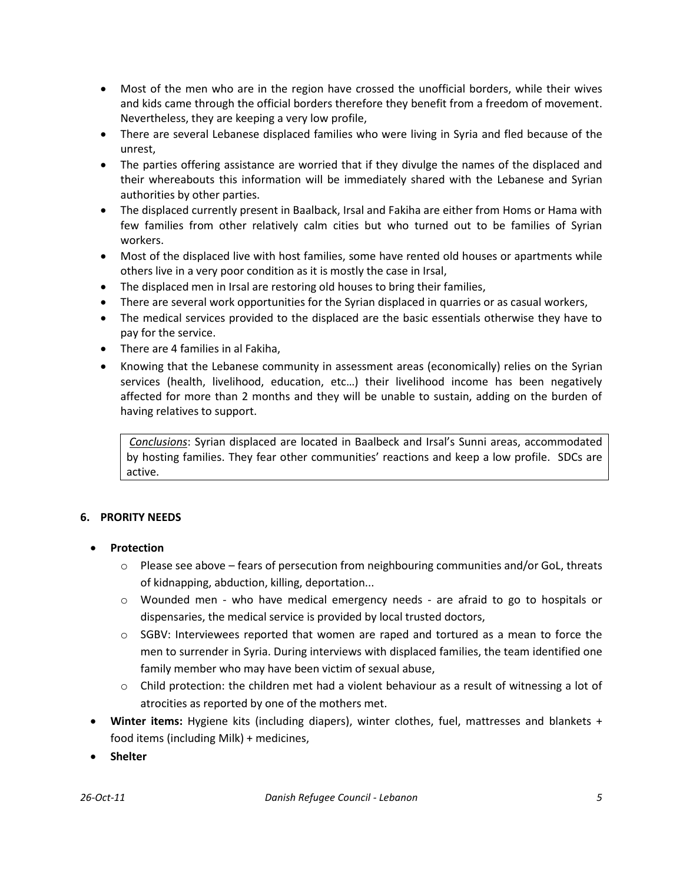- Most of the men who are in the region have crossed the unofficial borders, while their wives and kids came through the official borders therefore they benefit from a freedom of movement. Nevertheless, they are keeping a very low profile,
- There are several Lebanese displaced families who were living in Syria and fled because of the unrest,
- The parties offering assistance are worried that if they divulge the names of the displaced and their whereabouts this information will be immediately shared with the Lebanese and Syrian authorities by other parties.
- The displaced currently present in Baalback, Irsal and Fakiha are either from Homs or Hama with few families from other relatively calm cities but who turned out to be families of Syrian workers.
- Most of the displaced live with host families, some have rented old houses or apartments while others live in a very poor condition as it is mostly the case in Irsal,
- The displaced men in Irsal are restoring old houses to bring their families,
- There are several work opportunities for the Syrian displaced in quarries or as casual workers,
- The medical services provided to the displaced are the basic essentials otherwise they have to pay for the service.
- There are 4 families in al Fakiha,
- Knowing that the Lebanese community in assessment areas (economically) relies on the Syrian services (health, livelihood, education, etc…) their livelihood income has been negatively affected for more than 2 months and they will be unable to sustain, adding on the burden of having relatives to support.

*Conclusions*: Syrian displaced are located in Baalbeck and Irsal's Sunni areas, accommodated by hosting families. They fear other communities' reactions and keep a low profile. SDCs are active.

## 6. PRORITY NEEDS

- **Protection**
  - Please see above – fears of persecution from neighbouring communities and/or GoL, threats of kidnapping, abduction, killing, deportation...
  - Wounded men - who have medical emergency needs - are afraid to go to hospitals or dispensaries, the medical service is provided by local trusted doctors,
  - SGBV: Interviewees reported that women are raped and tortured as a mean to force the men to surrender in Syria. During interviews with displaced families, the team identified one family member who may have been victim of sexual abuse,
  - Child protection: the children met had a violent behaviour as a result of witnessing a lot of atrocities as reported by one of the mothers met.
- **Winter items:** Hygiene kits (including diapers), winter clothes, fuel, mattresses and blankets + food items (including Milk) + medicines,
- **Shelter**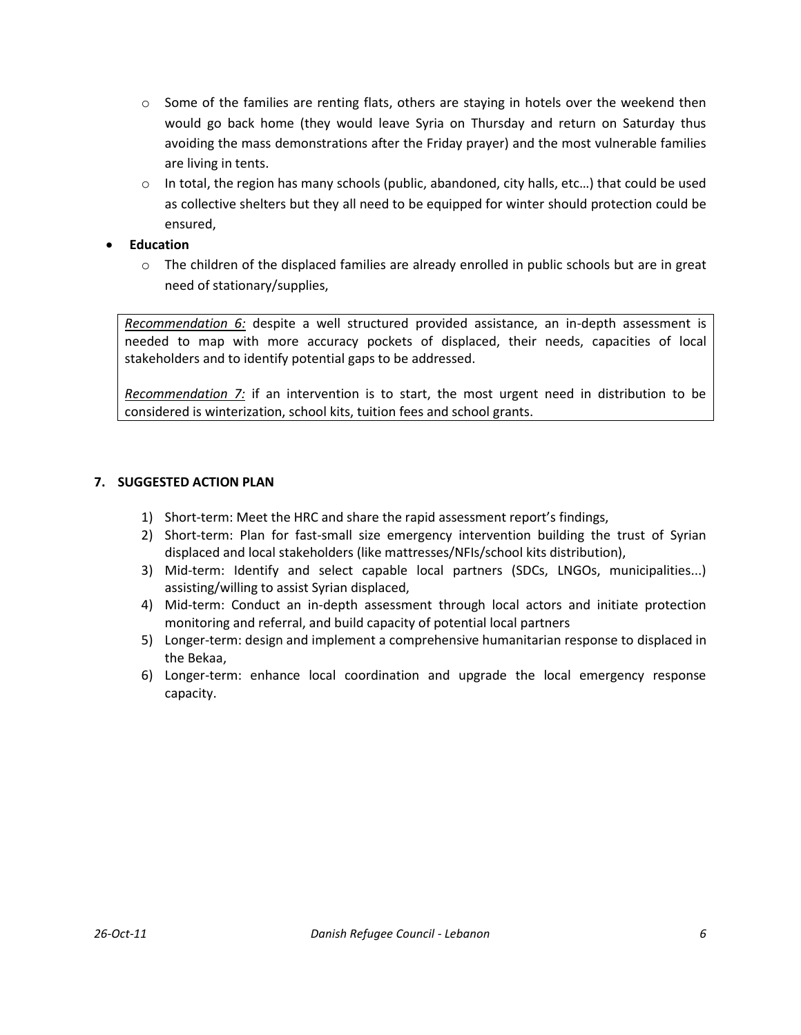- Some of the families are renting flats, others are staying in hotels over the weekend then would go back home (they would leave Syria on Thursday and return on Saturday thus avoiding the mass demonstrations after the Friday prayer) and the most vulnerable families are living in tents.
  - In total, the region has many schools (public, abandoned, city halls, etc…) that could be used as collective shelters but they all need to be equipped for winter should protection could be ensured,
- **Education**
  - The children of the displaced families are already enrolled in public schools but are in great need of stationary/supplies,

*Recommendation 6:* despite a well structured provided assistance, an in-depth assessment is needed to map with more accuracy pockets of displaced, their needs, capacities of local stakeholders and to identify potential gaps to be addressed.

*Recommendation 7:* if an intervention is to start, the most urgent need in distribution to be considered is winterization, school kits, tuition fees and school grants.

## 7. SUGGESTED ACTION PLAN

1) Short-term: Meet the HRC and share the rapid assessment report's findings,
2) Short-term: Plan for fast-small size emergency intervention building the trust of Syrian displaced and local stakeholders (like mattresses/NFIs/school kits distribution),
3) Mid-term: Identify and select capable local partners (SDCs, LNGOs, municipalities...) assisting/willing to assist Syrian displaced,
4) Mid-term: Conduct an in-depth assessment through local actors and initiate protection monitoring and referral, and build capacity of potential local partners
5) Longer-term: design and implement a comprehensive humanitarian response to displaced in the Bekaa,
6) Longer-term: enhance local coordination and upgrade the local emergency response capacity.